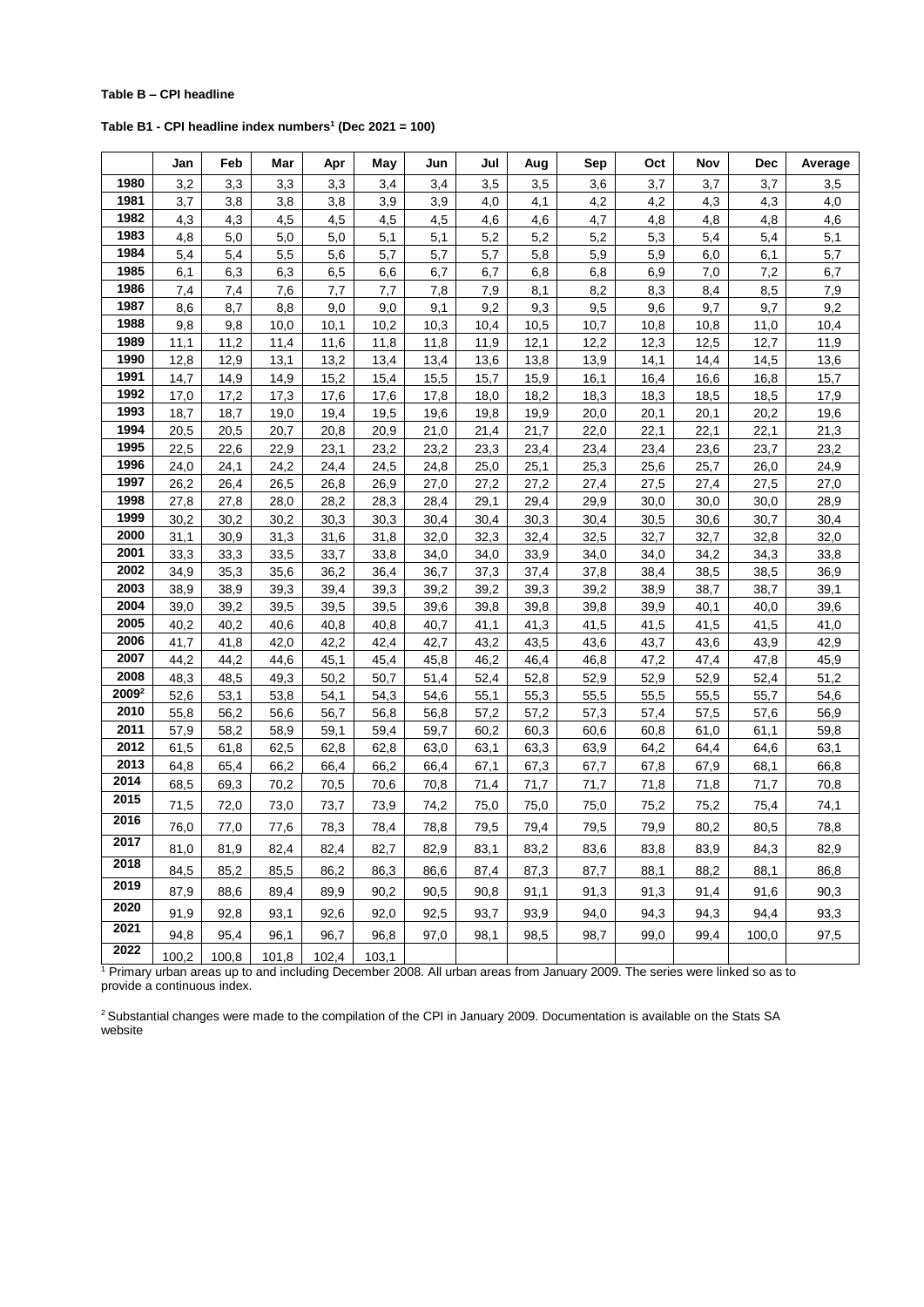**Table B – CPI headline**

**Table B1 - CPI headline index numbers[1] (Dec 2021 = 100)**

| | Jan | Feb | Mar | Apr | May | Jun | Jul | Aug | Sep | Oct | Nov | Dec | Average |
|---|---|---|---|---|---|---|---|---|---|---|---|---|---|
| **1980** | 3,2 | 3,3 | 3,3 | 3,3 | 3,4 | 3,4 | 3,5 | 3,5 | 3,6 | 3,7 | 3,7 | 3,7 | 3,5 |
| **1981** | 3,7 | 3,8 | 3,8 | 3,8 | 3,9 | 3,9 | 4,0 | 4,1 | 4,2 | 4,2 | 4,3 | 4,3 | 4,0 |
| **1982** | 4,3 | 4,3 | 4,5 | 4,5 | 4,5 | 4,5 | 4,6 | 4,6 | 4,7 | 4,8 | 4,8 | 4,8 | 4,6 |
| **1983** | 4,8 | 5,0 | 5,0 | 5,0 | 5,1 | 5,1 | 5,2 | 5,2 | 5,2 | 5,3 | 5,4 | 5,4 | 5,1 |
| **1984** | 5,4 | 5,4 | 5,5 | 5,6 | 5,7 | 5,7 | 5,7 | 5,8 | 5,9 | 5,9 | 6,0 | 6,1 | 5,7 |
| **1985** | 6,1 | 6,3 | 6,3 | 6,5 | 6,6 | 6,7 | 6,7 | 6,8 | 6,8 | 6,9 | 7,0 | 7,2 | 6,7 |
| **1986** | 7,4 | 7,4 | 7,6 | 7,7 | 7,7 | 7,8 | 7,9 | 8,1 | 8,2 | 8,3 | 8,4 | 8,5 | 7,9 |
| **1987** | 8,6 | 8,7 | 8,8 | 9,0 | 9,0 | 9,1 | 9,2 | 9,3 | 9,5 | 9,6 | 9,7 | 9,7 | 9,2 |
| **1988** | 9,8 | 9,8 | 10,0 | 10,1 | 10,2 | 10,3 | 10,4 | 10,5 | 10,7 | 10,8 | 10,8 | 11,0 | 10,4 |
| **1989** | 11,1 | 11,2 | 11,4 | 11,6 | 11,8 | 11,8 | 11,9 | 12,1 | 12,2 | 12,3 | 12,5 | 12,7 | 11,9 |
| **1990** | 12,8 | 12,9 | 13,1 | 13,2 | 13,4 | 13,4 | 13,6 | 13,8 | 13,9 | 14,1 | 14,4 | 14,5 | 13,6 |
| **1991** | 14,7 | 14,9 | 14,9 | 15,2 | 15,4 | 15,5 | 15,7 | 15,9 | 16,1 | 16,4 | 16,6 | 16,8 | 15,7 |
| **1992** | 17,0 | 17,2 | 17,3 | 17,6 | 17,6 | 17,8 | 18,0 | 18,2 | 18,3 | 18,3 | 18,5 | 18,5 | 17,9 |
| **1993** | 18,7 | 18,7 | 19,0 | 19,4 | 19,5 | 19,6 | 19,8 | 19,9 | 20,0 | 20,1 | 20,1 | 20,2 | 19,6 |
| **1994** | 20,5 | 20,5 | 20,7 | 20,8 | 20,9 | 21,0 | 21,4 | 21,7 | 22,0 | 22,1 | 22,1 | 22,1 | 21,3 |
| **1995** | 22,5 | 22,6 | 22,9 | 23,1 | 23,2 | 23,2 | 23,3 | 23,4 | 23,4 | 23,4 | 23,6 | 23,7 | 23,2 |
| **1996** | 24,0 | 24,1 | 24,2 | 24,4 | 24,5 | 24,8 | 25,0 | 25,1 | 25,3 | 25,6 | 25,7 | 26,0 | 24,9 |
| **1997** | 26,2 | 26,4 | 26,5 | 26,8 | 26,9 | 27,0 | 27,2 | 27,2 | 27,4 | 27,5 | 27,4 | 27,5 | 27,0 |
| **1998** | 27,8 | 27,8 | 28,0 | 28,2 | 28,3 | 28,4 | 29,1 | 29,4 | 29,9 | 30,0 | 30,0 | 30,0 | 28,9 |
| **1999** | 30,2 | 30,2 | 30,2 | 30,3 | 30,3 | 30,4 | 30,4 | 30,3 | 30,4 | 30,5 | 30,6 | 30,7 | 30,4 |
| **2000** | 31,1 | 30,9 | 31,3 | 31,6 | 31,8 | 32,0 | 32,3 | 32,4 | 32,5 | 32,7 | 32,7 | 32,8 | 32,0 |
| **2001** | 33,3 | 33,3 | 33,5 | 33,7 | 33,8 | 34,0 | 34,0 | 33,9 | 34,0 | 34,0 | 34,2 | 34,3 | 33,8 |
| **2002** | 34,9 | 35,3 | 35,6 | 36,2 | 36,4 | 36,7 | 37,3 | 37,4 | 37,8 | 38,4 | 38,5 | 38,5 | 36,9 |
| **2003** | 38,9 | 38,9 | 39,3 | 39,4 | 39,3 | 39,2 | 39,2 | 39,3 | 39,2 | 38,9 | 38,7 | 38,7 | 39,1 |
| **2004** | 39,0 | 39,2 | 39,5 | 39,5 | 39,5 | 39,6 | 39,8 | 39,8 | 39,8 | 39,9 | 40,1 | 40,0 | 39,6 |
| **2005** | 40,2 | 40,2 | 40,6 | 40,8 | 40,8 | 40,7 | 41,1 | 41,3 | 41,5 | 41,5 | 41,5 | 41,5 | 41,0 |
| **2006** | 41,7 | 41,8 | 42,0 | 42,2 | 42,4 | 42,7 | 43,2 | 43,5 | 43,6 | 43,7 | 43,6 | 43,9 | 42,9 |
| **2007** | 44,2 | 44,2 | 44,6 | 45,1 | 45,4 | 45,8 | 46,2 | 46,4 | 46,8 | 47,2 | 47,4 | 47,8 | 45,9 |
| **2008** | 48,3 | 48,5 | 49,3 | 50,2 | 50,7 | 51,4 | 52,4 | 52,8 | 52,9 | 52,9 | 52,9 | 52,4 | 51,2 |
| **2009[2]** | 52,6 | 53,1 | 53,8 | 54,1 | 54,3 | 54,6 | 55,1 | 55,3 | 55,5 | 55,5 | 55,5 | 55,7 | 54,6 |
| **2010** | 55,8 | 56,2 | 56,6 | 56,7 | 56,8 | 56,8 | 57,2 | 57,2 | 57,3 | 57,4 | 57,5 | 57,6 | 56,9 |
| **2011** | 57,9 | 58,2 | 58,9 | 59,1 | 59,4 | 59,7 | 60,2 | 60,3 | 60,6 | 60,8 | 61,0 | 61,1 | 59,8 |
| **2012** | 61,5 | 61,8 | 62,5 | 62,8 | 62,8 | 63,0 | 63,1 | 63,3 | 63,9 | 64,2 | 64,4 | 64,6 | 63,1 |
| **2013** | 64,8 | 65,4 | 66,2 | 66,4 | 66,2 | 66,4 | 67,1 | 67,3 | 67,7 | 67,8 | 67,9 | 68,1 | 66,8 |
| **2014** | 68,5 | 69,3 | 70,2 | 70,5 | 70,6 | 70,8 | 71,4 | 71,7 | 71,7 | 71,8 | 71,8 | 71,7 | 70,8 |
| **2015** | 71,5 | 72,0 | 73,0 | 73,7 | 73,9 | 74,2 | 75,0 | 75,0 | 75,0 | 75,2 | 75,2 | 75,4 | 74,1 |
| **2016** | 76,0 | 77,0 | 77,6 | 78,3 | 78,4 | 78,8 | 79,5 | 79,4 | 79,5 | 79,9 | 80,2 | 80,5 | 78,8 |
| **2017** | 81,0 | 81,9 | 82,4 | 82,4 | 82,7 | 82,9 | 83,1 | 83,2 | 83,6 | 83,8 | 83,9 | 84,3 | 82,9 |
| **2018** | 84,5 | 85,2 | 85,5 | 86,2 | 86,3 | 86,6 | 87,4 | 87,3 | 87,7 | 88,1 | 88,2 | 88,1 | 86,8 |
| **2019** | 87,9 | 88,6 | 89,4 | 89,9 | 90,2 | 90,5 | 90,8 | 91,1 | 91,3 | 91,3 | 91,4 | 91,6 | 90,3 |
| **2020** | 91,9 | 92,8 | 93,1 | 92,6 | 92,0 | 92,5 | 93,7 | 93,9 | 94,0 | 94,3 | 94,3 | 94,4 | 93,3 |
| **2021** | 94,8 | 95,4 | 96,1 | 96,7 | 96,8 | 97,0 | 98,1 | 98,5 | 98,7 | 99,0 | 99,4 | 100,0 | 97,5 |
| **2022** | 100,2 | 100,8 | 101,8 | 102,4 | 103,1 | | | | | | | | |

[1] Primary urban areas up to and including December 2008. All urban areas from January 2009. The series were linked so as to provide a continuous index.

[2] Substantial changes were made to the compilation of the CPI in January 2009. Documentation is available on the Stats SA website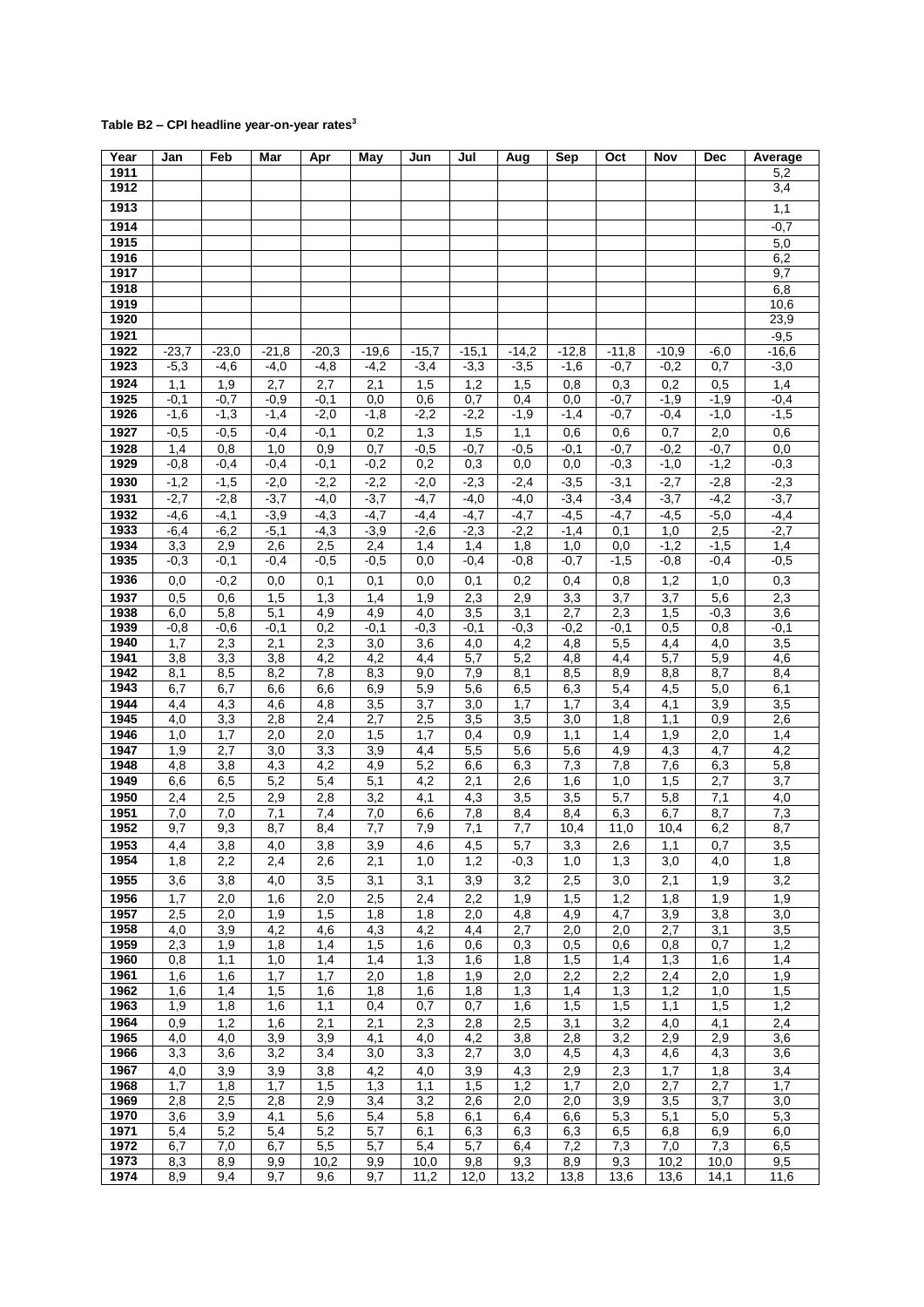**Table B2 – CPI headline year-on-year rates[3]**

| Year | Jan | Feb | Mar | Apr | May | Jun | Jul | Aug | Sep | Oct | Nov | Dec | Average |
|---|---|---|---|---|---|---|---|---|---|---|---|---|---|
| 1911 | | | | | | | | | | | | | 5,2 |
| 1912 | | | | | | | | | | | | | 3,4 |
| 1913 | | | | | | | | | | | | | 1,1 |
| 1914 | | | | | | | | | | | | | -0,7 |
| 1915 | | | | | | | | | | | | | 5,0 |
| 1916 | | | | | | | | | | | | | 6,2 |
| 1917 | | | | | | | | | | | | | 9,7 |
| 1918 | | | | | | | | | | | | | 6,8 |
| 1919 | | | | | | | | | | | | | 10,6 |
| 1920 | | | | | | | | | | | | | 23,9 |
| 1921 | | | | | | | | | | | | | -9,5 |
| 1922 | -23,7 | -23,0 | -21,8 | -20,3 | -19,6 | -15,7 | -15,1 | -14,2 | -12,8 | -11,8 | -10,9 | -6,0 | -16,6 |
| 1923 | -5,3 | -4,6 | -4,0 | -4,8 | -4,2 | -3,4 | -3,3 | -3,5 | -1,6 | -0,7 | -0,2 | 0,7 | -3,0 |
| 1924 | 1,1 | 1,9 | 2,7 | 2,7 | 2,1 | 1,5 | 1,2 | 1,5 | 0,8 | 0,3 | 0,2 | 0,5 | 1,4 |
| 1925 | -0,1 | -0,7 | -0,9 | -0,1 | 0,0 | 0,6 | 0,7 | 0,4 | 0,0 | -0,7 | -1,9 | -1,9 | -0,4 |
| 1926 | -1,6 | -1,3 | -1,4 | -2,0 | -1,8 | -2,2 | -2,2 | -1,9 | -1,4 | -0,7 | -0,4 | -1,0 | -1,5 |
| 1927 | -0,5 | -0,5 | -0,4 | -0,1 | 0,2 | 1,3 | 1,5 | 1,1 | 0,6 | 0,6 | 0,7 | 2,0 | 0,6 |
| 1928 | 1,4 | 0,8 | 1,0 | 0,9 | 0,7 | -0,5 | -0,7 | -0,5 | -0,1 | -0,7 | -0,2 | -0,7 | 0,0 |
| 1929 | -0,8 | -0,4 | -0,4 | -0,1 | -0,2 | 0,2 | 0,3 | 0,0 | 0,0 | -0,3 | -1,0 | -1,2 | -0,3 |
| 1930 | -1,2 | -1,5 | -2,0 | -2,2 | -2,2 | -2,0 | -2,3 | -2,4 | -3,5 | -3,1 | -2,7 | -2,8 | -2,3 |
| 1931 | -2,7 | -2,8 | -3,7 | -4,0 | -3,7 | -4,7 | -4,0 | -4,0 | -3,4 | -3,4 | -3,7 | -4,2 | -3,7 |
| 1932 | -4,6 | -4,1 | -3,9 | -4,3 | -4,7 | -4,4 | -4,7 | -4,7 | -4,5 | -4,7 | -4,5 | -5,0 | -4,4 |
| 1933 | -6,4 | -6,2 | -5,1 | -4,3 | -3,9 | -2,6 | -2,3 | -2,2 | -1,4 | 0,1 | 1,0 | 2,5 | -2,7 |
| 1934 | 3,3 | 2,9 | 2,6 | 2,5 | 2,4 | 1,4 | 1,4 | 1,8 | 1,0 | 0,0 | -1,2 | -1,5 | 1,4 |
| 1935 | -0,3 | -0,1 | -0,4 | -0,5 | -0,5 | 0,0 | -0,4 | -0,8 | -0,7 | -1,5 | -0,8 | -0,4 | -0,5 |
| 1936 | 0,0 | -0,2 | 0,0 | 0,1 | 0,1 | 0,0 | 0,1 | 0,2 | 0,4 | 0,8 | 1,2 | 1,0 | 0,3 |
| 1937 | 0,5 | 0,6 | 1,5 | 1,3 | 1,4 | 1,9 | 2,3 | 2,9 | 3,3 | 3,7 | 3,7 | 5,6 | 2,3 |
| 1938 | 6,0 | 5,8 | 5,1 | 4,9 | 4,9 | 4,0 | 3,5 | 3,1 | 2,7 | 2,3 | 1,5 | -0,3 | 3,6 |
| 1939 | -0,8 | -0,6 | -0,1 | 0,2 | -0,1 | -0,3 | -0,1 | -0,3 | -0,2 | -0,1 | 0,5 | 0,8 | -0,1 |
| 1940 | 1,7 | 2,3 | 2,1 | 2,3 | 3,0 | 3,6 | 4,0 | 4,2 | 4,8 | 5,5 | 4,4 | 4,0 | 3,5 |
| 1941 | 3,8 | 3,3 | 3,8 | 4,2 | 4,2 | 4,4 | 5,7 | 5,2 | 4,8 | 4,4 | 5,7 | 5,9 | 4,6 |
| 1942 | 8,1 | 8,5 | 8,2 | 7,8 | 8,3 | 9,0 | 7,9 | 8,1 | 8,5 | 8,9 | 8,8 | 8,7 | 8,4 |
| 1943 | 6,7 | 6,7 | 6,6 | 6,6 | 6,9 | 5,9 | 5,6 | 6,5 | 6,3 | 5,4 | 4,5 | 5,0 | 6,1 |
| 1944 | 4,4 | 4,3 | 4,6 | 4,8 | 3,5 | 3,7 | 3,0 | 1,7 | 1,7 | 3,4 | 4,1 | 3,9 | 3,5 |
| 1945 | 4,0 | 3,3 | 2,8 | 2,4 | 2,7 | 2,5 | 3,5 | 3,5 | 3,0 | 1,8 | 1,1 | 0,9 | 2,6 |
| 1946 | 1,0 | 1,7 | 2,0 | 2,0 | 1,5 | 1,7 | 0,4 | 0,9 | 1,1 | 1,4 | 1,9 | 2,0 | 1,4 |
| 1947 | 1,9 | 2,7 | 3,0 | 3,3 | 3,9 | 4,4 | 5,5 | 5,6 | 5,6 | 4,9 | 4,3 | 4,7 | 4,2 |
| 1948 | 4,8 | 3,8 | 4,3 | 4,2 | 4,9 | 5,2 | 6,6 | 6,3 | 7,3 | 7,8 | 7,6 | 6,3 | 5,8 |
| 1949 | 6,6 | 6,5 | 5,2 | 5,4 | 5,1 | 4,2 | 2,1 | 2,6 | 1,6 | 1,0 | 1,5 | 2,7 | 3,7 |
| 1950 | 2,4 | 2,5 | 2,9 | 2,8 | 3,2 | 4,1 | 4,3 | 3,5 | 3,5 | 5,7 | 5,8 | 7,1 | 4,0 |
| 1951 | 7,0 | 7,0 | 7,1 | 7,4 | 7,0 | 6,6 | 7,8 | 8,4 | 8,4 | 6,3 | 6,7 | 8,7 | 7,3 |
| 1952 | 9,7 | 9,3 | 8,7 | 8,4 | 7,7 | 7,9 | 7,1 | 7,7 | 10,4 | 11,0 | 10,4 | 6,2 | 8,7 |
| 1953 | 4,4 | 3,8 | 4,0 | 3,8 | 3,9 | 4,6 | 4,5 | 5,7 | 3,3 | 2,6 | 1,1 | 0,7 | 3,5 |
| 1954 | 1,8 | 2,2 | 2,4 | 2,6 | 2,1 | 1,0 | 1,2 | -0,3 | 1,0 | 1,3 | 3,0 | 4,0 | 1,8 |
| 1955 | 3,6 | 3,8 | 4,0 | 3,5 | 3,1 | 3,1 | 3,9 | 3,2 | 2,5 | 3,0 | 2,1 | 1,9 | 3,2 |
| 1956 | 1,7 | 2,0 | 1,6 | 2,0 | 2,5 | 2,4 | 2,2 | 1,9 | 1,5 | 1,2 | 1,8 | 1,9 | 1,9 |
| 1957 | 2,5 | 2,0 | 1,9 | 1,5 | 1,8 | 1,8 | 2,0 | 4,8 | 4,9 | 4,7 | 3,9 | 3,8 | 3,0 |
| 1958 | 4,0 | 3,9 | 4,2 | 4,6 | 4,3 | 4,2 | 4,4 | 2,7 | 2,0 | 2,0 | 2,7 | 3,1 | 3,5 |
| 1959 | 2,3 | 1,9 | 1,8 | 1,4 | 1,5 | 1,6 | 0,6 | 0,3 | 0,5 | 0,6 | 0,8 | 0,7 | 1,2 |
| 1960 | 0,8 | 1,1 | 1,0 | 1,4 | 1,4 | 1,3 | 1,6 | 1,8 | 1,5 | 1,4 | 1,3 | 1,6 | 1,4 |
| 1961 | 1,6 | 1,6 | 1,7 | 1,7 | 2,0 | 1,8 | 1,9 | 2,0 | 2,2 | 2,2 | 2,4 | 2,0 | 1,9 |
| 1962 | 1,6 | 1,4 | 1,5 | 1,6 | 1,8 | 1,6 | 1,8 | 1,3 | 1,4 | 1,3 | 1,2 | 1,0 | 1,5 |
| 1963 | 1,9 | 1,8 | 1,6 | 1,1 | 0,4 | 0,7 | 0,7 | 1,6 | 1,5 | 1,5 | 1,1 | 1,5 | 1,2 |
| 1964 | 0,9 | 1,2 | 1,6 | 2,1 | 2,1 | 2,3 | 2,8 | 2,5 | 3,1 | 3,2 | 4,0 | 4,1 | 2,4 |
| 1965 | 4,0 | 4,0 | 3,9 | 3,9 | 4,1 | 4,0 | 4,2 | 3,8 | 2,8 | 3,2 | 2,9 | 2,9 | 3,6 |
| 1966 | 3,3 | 3,6 | 3,2 | 3,4 | 3,0 | 3,3 | 2,7 | 3,0 | 4,5 | 4,3 | 4,6 | 4,3 | 3,6 |
| 1967 | 4,0 | 3,9 | 3,9 | 3,8 | 4,2 | 4,0 | 3,9 | 4,3 | 2,9 | 2,3 | 1,7 | 1,8 | 3,4 |
| 1968 | 1,7 | 1,8 | 1,7 | 1,5 | 1,3 | 1,1 | 1,5 | 1,2 | 1,7 | 2,0 | 2,7 | 2,7 | 1,7 |
| 1969 | 2,8 | 2,5 | 2,8 | 2,9 | 3,4 | 3,2 | 2,6 | 2,0 | 2,0 | 3,9 | 3,5 | 3,7 | 3,0 |
| 1970 | 3,6 | 3,9 | 4,1 | 5,6 | 5,4 | 5,8 | 6,1 | 6,4 | 6,6 | 5,3 | 5,1 | 5,0 | 5,3 |
| 1971 | 5,4 | 5,2 | 5,4 | 5,2 | 5,7 | 6,1 | 6,3 | 6,3 | 6,3 | 6,5 | 6,8 | 6,9 | 6,0 |
| 1972 | 6,7 | 7,0 | 6,7 | 5,5 | 5,7 | 5,4 | 5,7 | 6,4 | 7,2 | 7,3 | 7,0 | 7,3 | 6,5 |
| 1973 | 8,3 | 8,9 | 9,9 | 10,2 | 9,9 | 10,0 | 9,8 | 9,3 | 8,9 | 9,3 | 10,2 | 10,0 | 9,5 |
| 1974 | 8,9 | 9,4 | 9,7 | 9,6 | 9,7 | 11,2 | 12,0 | 13,2 | 13,8 | 13,6 | 13,6 | 14,1 | 11,6 |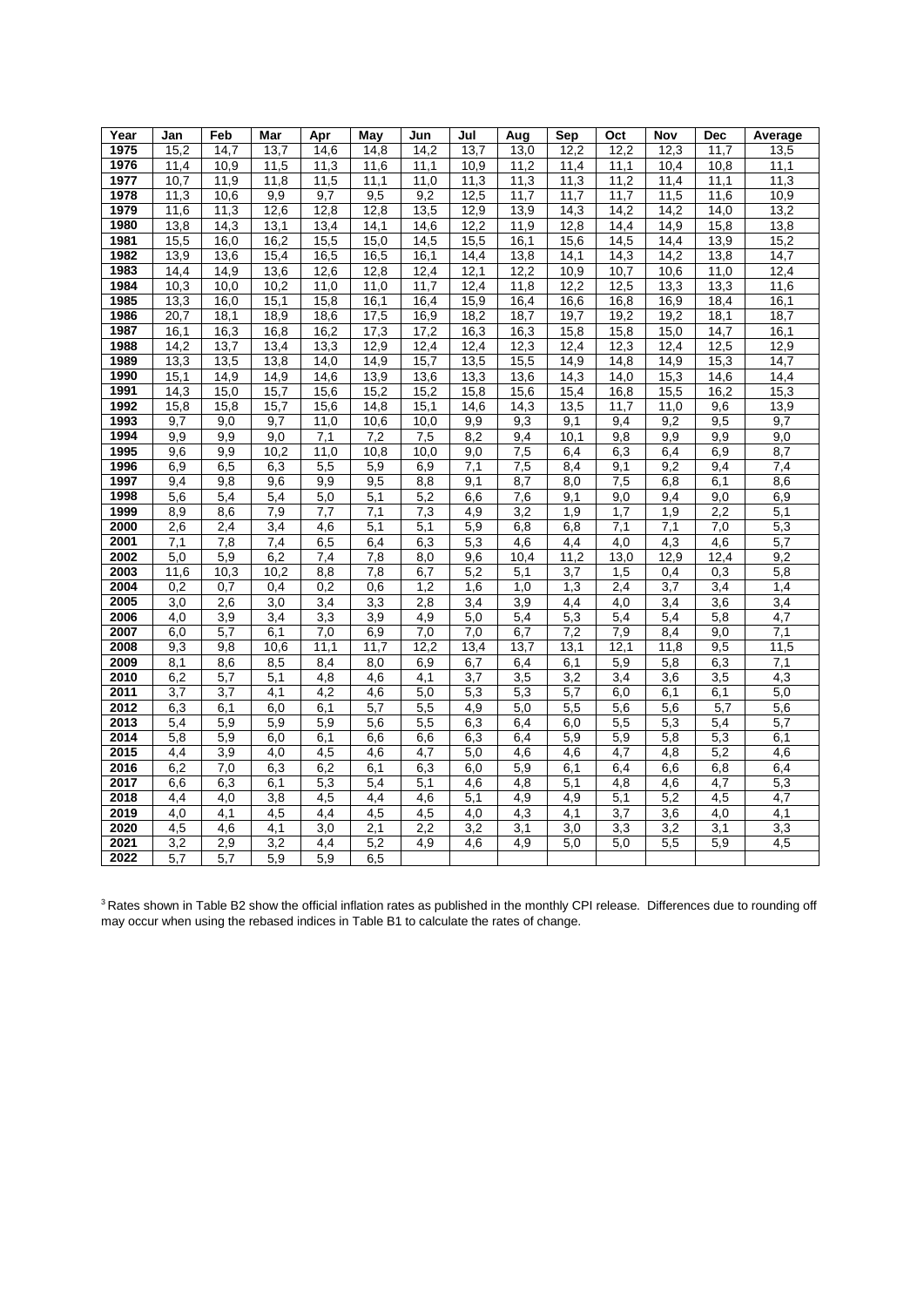| Year | Jan | Feb | Mar | Apr | May | Jun | Jul | Aug | Sep | Oct | Nov | Dec | Average |
|---|---|---|---|---|---|---|---|---|---|---|---|---|---|
| 1975 | 15,2 | 14,7 | 13,7 | 14,6 | 14,8 | 14,2 | 13,7 | 13,0 | 12,2 | 12,2 | 12,3 | 11,7 | 13,5 |
| 1976 | 11,4 | 10,9 | 11,5 | 11,3 | 11,6 | 11,1 | 10,9 | 11,2 | 11,4 | 11,1 | 10,4 | 10,8 | 11,1 |
| 1977 | 10,7 | 11,9 | 11,8 | 11,5 | 11,1 | 11,0 | 11,3 | 11,3 | 11,3 | 11,2 | 11,4 | 11,1 | 11,3 |
| 1978 | 11,3 | 10,6 | 9,9 | 9,7 | 9,5 | 9,2 | 12,5 | 11,7 | 11,7 | 11,7 | 11,5 | 11,6 | 10,9 |
| 1979 | 11,6 | 11,3 | 12,6 | 12,8 | 12,8 | 13,5 | 12,9 | 13,9 | 14,3 | 14,2 | 14,2 | 14,0 | 13,2 |
| 1980 | 13,8 | 14,3 | 13,1 | 13,4 | 14,1 | 14,6 | 12,2 | 11,9 | 12,8 | 14,4 | 14,9 | 15,8 | 13,8 |
| 1981 | 15,5 | 16,0 | 16,2 | 15,5 | 15,0 | 14,5 | 15,5 | 16,1 | 15,6 | 14,5 | 14,4 | 13,9 | 15,2 |
| 1982 | 13,9 | 13,6 | 15,4 | 16,5 | 16,5 | 16,1 | 14,4 | 13,8 | 14,1 | 14,3 | 14,2 | 13,8 | 14,7 |
| 1983 | 14,4 | 14,9 | 13,6 | 12,6 | 12,8 | 12,4 | 12,1 | 12,2 | 10,9 | 10,7 | 10,6 | 11,0 | 12,4 |
| 1984 | 10,3 | 10,0 | 10,2 | 11,0 | 11,0 | 11,7 | 12,4 | 11,8 | 12,2 | 12,5 | 13,3 | 13,3 | 11,6 |
| 1985 | 13,3 | 16,0 | 15,1 | 15,8 | 16,1 | 16,4 | 15,9 | 16,4 | 16,6 | 16,8 | 16,9 | 18,4 | 16,1 |
| 1986 | 20,7 | 18,1 | 18,9 | 18,6 | 17,5 | 16,9 | 18,2 | 18,7 | 19,7 | 19,2 | 19,2 | 18,1 | 18,7 |
| 1987 | 16,1 | 16,3 | 16,8 | 16,2 | 17,3 | 17,2 | 16,3 | 16,3 | 15,8 | 15,8 | 15,0 | 14,7 | 16,1 |
| 1988 | 14,2 | 13,7 | 13,4 | 13,3 | 12,9 | 12,4 | 12,4 | 12,3 | 12,4 | 12,3 | 12,4 | 12,5 | 12,9 |
| 1989 | 13,3 | 13,5 | 13,8 | 14,0 | 14,9 | 15,7 | 13,5 | 15,5 | 14,9 | 14,8 | 14,9 | 15,3 | 14,7 |
| 1990 | 15,1 | 14,9 | 14,9 | 14,6 | 13,9 | 13,6 | 13,3 | 13,6 | 14,3 | 14,0 | 15,3 | 14,6 | 14,4 |
| 1991 | 14,3 | 15,0 | 15,7 | 15,6 | 15,2 | 15,2 | 15,8 | 15,6 | 15,4 | 16,8 | 15,5 | 16,2 | 15,3 |
| 1992 | 15,8 | 15,8 | 15,7 | 15,6 | 14,8 | 15,1 | 14,6 | 14,3 | 13,5 | 11,7 | 11,0 | 9,6 | 13,9 |
| 1993 | 9,7 | 9,0 | 9,7 | 11,0 | 10,6 | 10,0 | 9,9 | 9,3 | 9,1 | 9,4 | 9,2 | 9,5 | 9,7 |
| 1994 | 9,9 | 9,9 | 9,0 | 7,1 | 7,2 | 7,5 | 8,2 | 9,4 | 10,1 | 9,8 | 9,9 | 9,9 | 9,0 |
| 1995 | 9,6 | 9,9 | 10,2 | 11,0 | 10,8 | 10,0 | 9,0 | 7,5 | 6,4 | 6,3 | 6,4 | 6,9 | 8,7 |
| 1996 | 6,9 | 6,5 | 6,3 | 5,5 | 5,9 | 6,9 | 7,1 | 7,5 | 8,4 | 9,1 | 9,2 | 9,4 | 7,4 |
| 1997 | 9,4 | 9,8 | 9,6 | 9,9 | 9,5 | 8,8 | 9,1 | 8,7 | 8,0 | 7,5 | 6,8 | 6,1 | 8,6 |
| 1998 | 5,6 | 5,4 | 5,4 | 5,0 | 5,1 | 5,2 | 6,6 | 7,6 | 9,1 | 9,0 | 9,4 | 9,0 | 6,9 |
| 1999 | 8,9 | 8,6 | 7,9 | 7,7 | 7,1 | 7,3 | 4,9 | 3,2 | 1,9 | 1,7 | 1,9 | 2,2 | 5,1 |
| 2000 | 2,6 | 2,4 | 3,4 | 4,6 | 5,1 | 5,1 | 5,9 | 6,8 | 6,8 | 7,1 | 7,1 | 7,0 | 5,3 |
| 2001 | 7,1 | 7,8 | 7,4 | 6,5 | 6,4 | 6,3 | 5,3 | 4,6 | 4,4 | 4,0 | 4,3 | 4,6 | 5,7 |
| 2002 | 5,0 | 5,9 | 6,2 | 7,4 | 7,8 | 8,0 | 9,6 | 10,4 | 11,2 | 13,0 | 12,9 | 12,4 | 9,2 |
| 2003 | 11,6 | 10,3 | 10,2 | 8,8 | 7,8 | 6,7 | 5,2 | 5,1 | 3,7 | 1,5 | 0,4 | 0,3 | 5,8 |
| 2004 | 0,2 | 0,7 | 0,4 | 0,2 | 0,6 | 1,2 | 1,6 | 1,0 | 1,3 | 2,4 | 3,7 | 3,4 | 1,4 |
| 2005 | 3,0 | 2,6 | 3,0 | 3,4 | 3,3 | 2,8 | 3,4 | 3,9 | 4,4 | 4,0 | 3,4 | 3,6 | 3,4 |
| 2006 | 4,0 | 3,9 | 3,4 | 3,3 | 3,9 | 4,9 | 5,0 | 5,4 | 5,3 | 5,4 | 5,4 | 5,8 | 4,7 |
| 2007 | 6,0 | 5,7 | 6,1 | 7,0 | 6,9 | 7,0 | 7,0 | 6,7 | 7,2 | 7,9 | 8,4 | 9,0 | 7,1 |
| 2008 | 9,3 | 9,8 | 10,6 | 11,1 | 11,7 | 12,2 | 13,4 | 13,7 | 13,1 | 12,1 | 11,8 | 9,5 | 11,5 |
| 2009 | 8,1 | 8,6 | 8,5 | 8,4 | 8,0 | 6,9 | 6,7 | 6,4 | 6,1 | 5,9 | 5,8 | 6,3 | 7,1 |
| 2010 | 6,2 | 5,7 | 5,1 | 4,8 | 4,6 | 4,1 | 3,7 | 3,5 | 3,2 | 3,4 | 3,6 | 3,5 | 4,3 |
| 2011 | 3,7 | 3,7 | 4,1 | 4,2 | 4,6 | 5,0 | 5,3 | 5,3 | 5,7 | 6,0 | 6,1 | 6,1 | 5,0 |
| 2012 | 6,3 | 6,1 | 6,0 | 6,1 | 5,7 | 5,5 | 4,9 | 5,0 | 5,5 | 5,6 | 5,6 | 5,7 | 5,6 |
| 2013 | 5,4 | 5,9 | 5,9 | 5,9 | 5,6 | 5,5 | 6,3 | 6,4 | 6,0 | 5,5 | 5,3 | 5,4 | 5,7 |
| 2014 | 5,8 | 5,9 | 6,0 | 6,1 | 6,6 | 6,6 | 6,3 | 6,4 | 5,9 | 5,9 | 5,8 | 5,3 | 6,1 |
| 2015 | 4,4 | 3,9 | 4,0 | 4,5 | 4,6 | 4,7 | 5,0 | 4,6 | 4,6 | 4,7 | 4,8 | 5,2 | 4,6 |
| 2016 | 6,2 | 7,0 | 6,3 | 6,2 | 6,1 | 6,3 | 6,0 | 5,9 | 6,1 | 6,4 | 6,6 | 6,8 | 6,4 |
| 2017 | 6,6 | 6,3 | 6,1 | 5,3 | 5,4 | 5,1 | 4,6 | 4,8 | 5,1 | 4,8 | 4,6 | 4,7 | 5,3 |
| 2018 | 4,4 | 4,0 | 3,8 | 4,5 | 4,4 | 4,6 | 5,1 | 4,9 | 4,9 | 5,1 | 5,2 | 4,5 | 4,7 |
| 2019 | 4,0 | 4,1 | 4,5 | 4,4 | 4,5 | 4,5 | 4,0 | 4,3 | 4,1 | 3,7 | 3,6 | 4,0 | 4,1 |
| 2020 | 4,5 | 4,6 | 4,1 | 3,0 | 2,1 | 2,2 | 3,2 | 3,1 | 3,0 | 3,3 | 3,2 | 3,1 | 3,3 |
| 2021 | 3,2 | 2,9 | 3,2 | 4,4 | 5,2 | 4,9 | 4,6 | 4,9 | 5,0 | 5,0 | 5,5 | 5,9 | 4,5 |
| 2022 | 5,7 | 5,7 | 5,9 | 5,9 | 6,5 | | | | | | | | |

[3] Rates shown in Table B2 show the official inflation rates as published in the monthly CPI release. Differences due to rounding off may occur when using the rebased indices in Table B1 to calculate the rates of change.